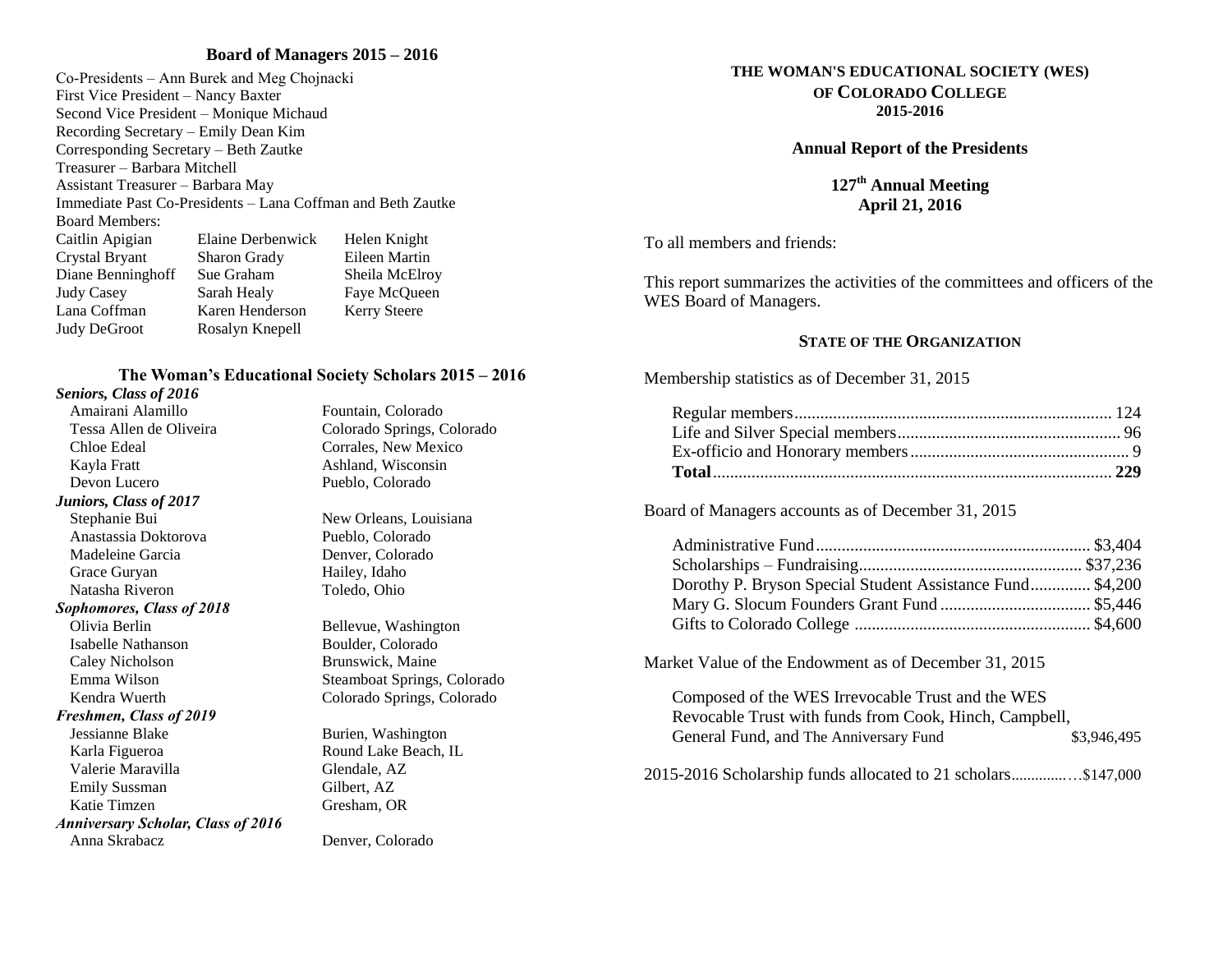## Board of Managers 2015 – 2016

Co-Presidents – Ann Burek and Meg Chojnacki
First Vice President – Nancy Baxter
Second Vice President – Monique Michaud
Recording Secretary – Emily Dean Kim
Corresponding Secretary – Beth Zautke
Treasurer – Barbara Mitchell
Assistant Treasurer – Barbara May
Immediate Past Co-Presidents – Lana Coffman and Beth Zautke
Board Members:

| | | |
|---|---|---|
| Caitlin Apigian | Elaine Derbenwick | Helen Knight |
| Crystal Bryant | Sharon Grady | Eileen Martin |
| Diane Benninghoff | Sue Graham | Sheila McElroy |
| Judy Casey | Sarah Healy | Faye McQueen |
| Lana Coffman | Karen Henderson | Kerry Steere |
| Judy DeGroot | Rosalyn Knepell | |

## The Woman's Educational Society Scholars 2015 – 2016

| | |
|---|---|
| ***Seniors, Class of 2016*** | |
| Amairani Alamillo | Fountain, Colorado |
| Tessa Allen de Oliveira | Colorado Springs, Colorado |
| Chloe Edeal | Corrales, New Mexico |
| Kayla Fratt | Ashland, Wisconsin |
| Devon Lucero | Pueblo, Colorado |
| ***Juniors, Class of 2017*** | |
| Stephanie Bui | New Orleans, Louisiana |
| Anastassia Doktorova | Pueblo, Colorado |
| Madeleine Garcia | Denver, Colorado |
| Grace Guryan | Hailey, Idaho |
| Natasha Riveron | Toledo, Ohio |
| ***Sophomores, Class of 2018*** | |
| Olivia Berlin | Bellevue, Washington |
| Isabelle Nathanson | Boulder, Colorado |
| Caley Nicholson | Brunswick, Maine |
| Emma Wilson | Steamboat Springs, Colorado |
| Kendra Wuerth | Colorado Springs, Colorado |
| ***Freshmen, Class of 2019*** | |
| Jessianne Blake | Burien, Washington |
| Karla Figueroa | Round Lake Beach, IL |
| Valerie Maravilla | Glendale, AZ |
| Emily Sussman | Gilbert, AZ |
| Katie Timzen | Gresham, OR |
| ***Anniversary Scholar, Class of 2016*** | |
| Anna Skrabacz | Denver, Colorado |

# THE WOMAN'S EDUCATIONAL SOCIETY (WES) OF COLORADO COLLEGE 2015-2016

## Annual Report of the Presidents

## 127th Annual Meeting April 21, 2016

To all members and friends:

This report summarizes the activities of the committees and officers of the WES Board of Managers.

### STATE OF THE ORGANIZATION

Membership statistics as of December 31, 2015

| | |
|---|---|
| Regular members | 124 |
| Life and Silver Special members | 96 |
| Ex-officio and Honorary members | 9 |
| **Total** | **229** |

Board of Managers accounts as of December 31, 2015

| | |
|---|---|
| Administrative Fund | $3,404 |
| Scholarships – Fundraising | $37,236 |
| Dorothy P. Bryson Special Student Assistance Fund | $4,200 |
| Mary G. Slocum Founders Grant Fund | $5,446 |
| Gifts to Colorado College | $4,600 |

Market Value of the Endowment as of December 31, 2015

| | |
|---|---|
| Composed of the WES Irrevocable Trust and the WES Revocable Trust with funds from Cook, Hinch, Campbell, General Fund, and The Anniversary Fund | $3,946,495 |

2015-2016 Scholarship funds allocated to 21 scholars…………..$147,000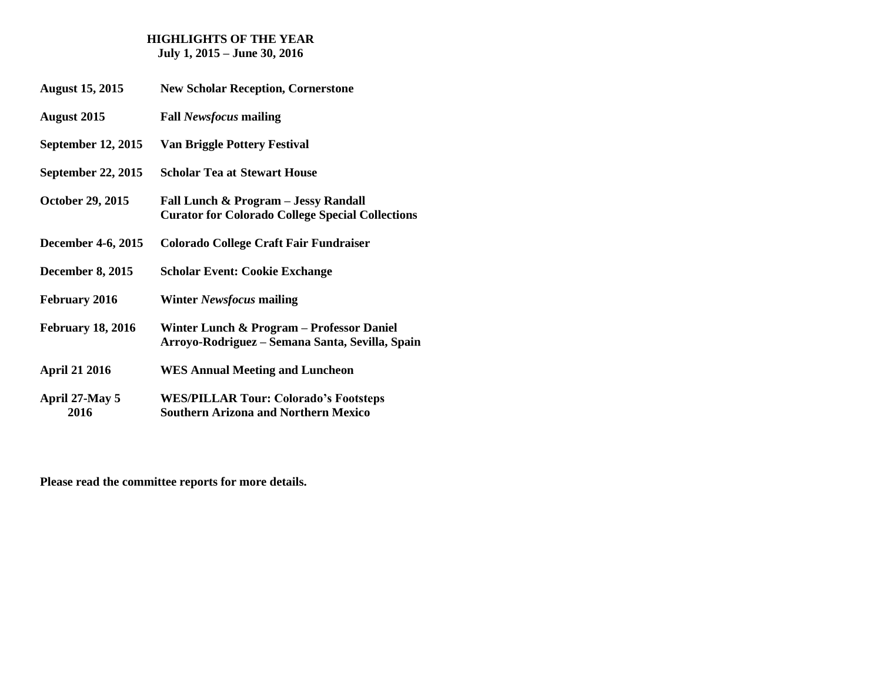## HIGHLIGHTS OF THE YEAR
**July 1, 2015 – June 30, 2016**

| | |
|---|---|
| **August 15, 2015** | **New Scholar Reception, Cornerstone** |
| **August 2015** | **Fall *Newsfocus* mailing** |
| **September 12, 2015** | **Van Briggle Pottery Festival** |
| **September 22, 2015** | **Scholar Tea at Stewart House** |
| **October 29, 2015** | **Fall Lunch & Program – Jessy Randall Curator for Colorado College Special Collections** |
| **December 4-6, 2015** | **Colorado College Craft Fair Fundraiser** |
| **December 8, 2015** | **Scholar Event: Cookie Exchange** |
| **February 2016** | **Winter *Newsfocus* mailing** |
| **February 18, 2016** | **Winter Lunch & Program – Professor Daniel Arroyo-Rodriguez – Semana Santa, Sevilla, Spain** |
| **April 21 2016** | **WES Annual Meeting and Luncheon** |
| **April 27-May 5 2016** | **WES/PILLAR Tour: Colorado's Footsteps Southern Arizona and Northern Mexico** |

**Please read the committee reports for more details.**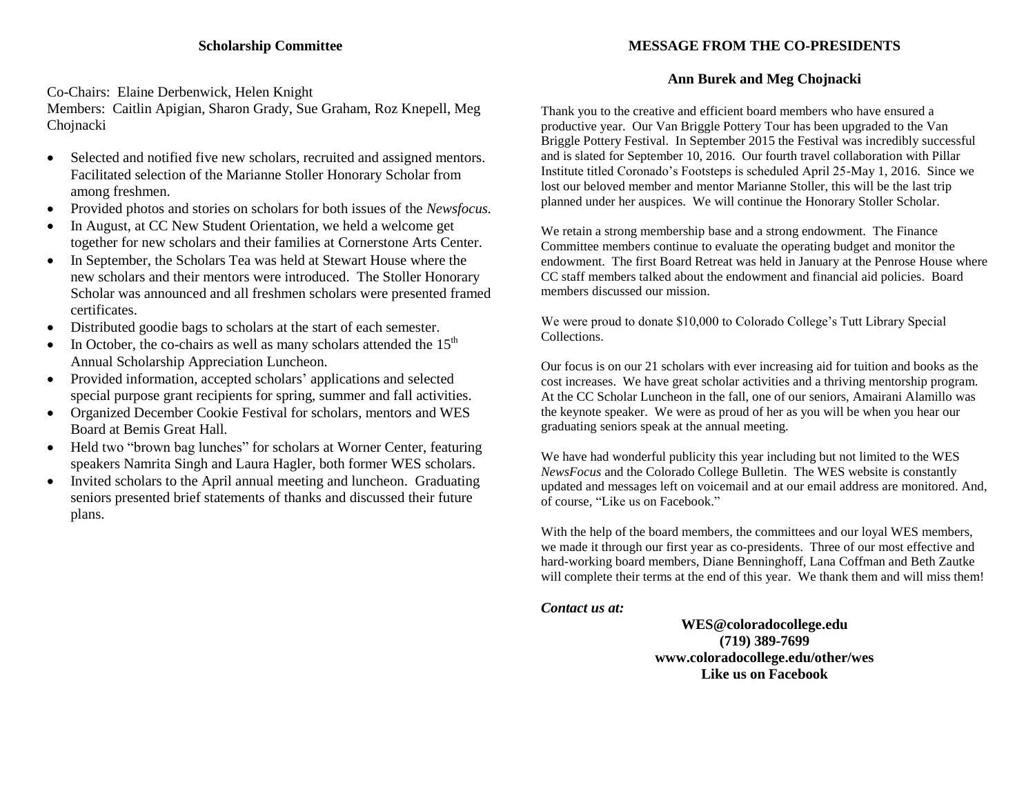## Scholarship Committee

Co-Chairs: Elaine Derbenwick, Helen Knight
Members: Caitlin Apigian, Sharon Grady, Sue Graham, Roz Knepell, Meg Chojnacki

- Selected and notified five new scholars, recruited and assigned mentors. Facilitated selection of the Marianne Stoller Honorary Scholar from among freshmen.
- Provided photos and stories on scholars for both issues of the *Newsfocus.*
- In August, at CC New Student Orientation, we held a welcome get together for new scholars and their families at Cornerstone Arts Center.
- In September, the Scholars Tea was held at Stewart House where the new scholars and their mentors were introduced. The Stoller Honorary Scholar was announced and all freshmen scholars were presented framed certificates.
- Distributed goodie bags to scholars at the start of each semester.
- In October, the co-chairs as well as many scholars attended the 15th Annual Scholarship Appreciation Luncheon.
- Provided information, accepted scholars' applications and selected special purpose grant recipients for spring, summer and fall activities.
- Organized December Cookie Festival for scholars, mentors and WES Board at Bemis Great Hall.
- Held two "brown bag lunches" for scholars at Worner Center, featuring speakers Namrita Singh and Laura Hagler, both former WES scholars.
- Invited scholars to the April annual meeting and luncheon. Graduating seniors presented brief statements of thanks and discussed their future plans.

## MESSAGE FROM THE CO-PRESIDENTS

### Ann Burek and Meg Chojnacki

Thank you to the creative and efficient board members who have ensured a productive year. Our Van Briggle Pottery Tour has been upgraded to the Van Briggle Pottery Festival. In September 2015 the Festival was incredibly successful and is slated for September 10, 2016. Our fourth travel collaboration with Pillar Institute titled Coronado's Footsteps is scheduled April 25-May 1, 2016. Since we lost our beloved member and mentor Marianne Stoller, this will be the last trip planned under her auspices. We will continue the Honorary Stoller Scholar.

We retain a strong membership base and a strong endowment. The Finance Committee members continue to evaluate the operating budget and monitor the endowment. The first Board Retreat was held in January at the Penrose House where CC staff members talked about the endowment and financial aid policies. Board members discussed our mission.

We were proud to donate $10,000 to Colorado College's Tutt Library Special Collections.

Our focus is on our 21 scholars with ever increasing aid for tuition and books as the cost increases. We have great scholar activities and a thriving mentorship program. At the CC Scholar Luncheon in the fall, one of our seniors, Amairani Alamillo was the keynote speaker. We were as proud of her as you will be when you hear our graduating seniors speak at the annual meeting.

We have had wonderful publicity this year including but not limited to the WES *NewsFocus* and the Colorado College Bulletin. The WES website is constantly updated and messages left on voicemail and at our email address are monitored. And, of course, "Like us on Facebook."

With the help of the board members, the committees and our loyal WES members, we made it through our first year as co-presidents. Three of our most effective and hard-working board members, Diane Benninghoff, Lana Coffman and Beth Zautke will complete their terms at the end of this year. We thank them and will miss them!

***Contact us at:***

**WES@coloradocollege.edu**
**(719) 389-7699**
**www.coloradocollege.edu/other/wes**
**Like us on Facebook**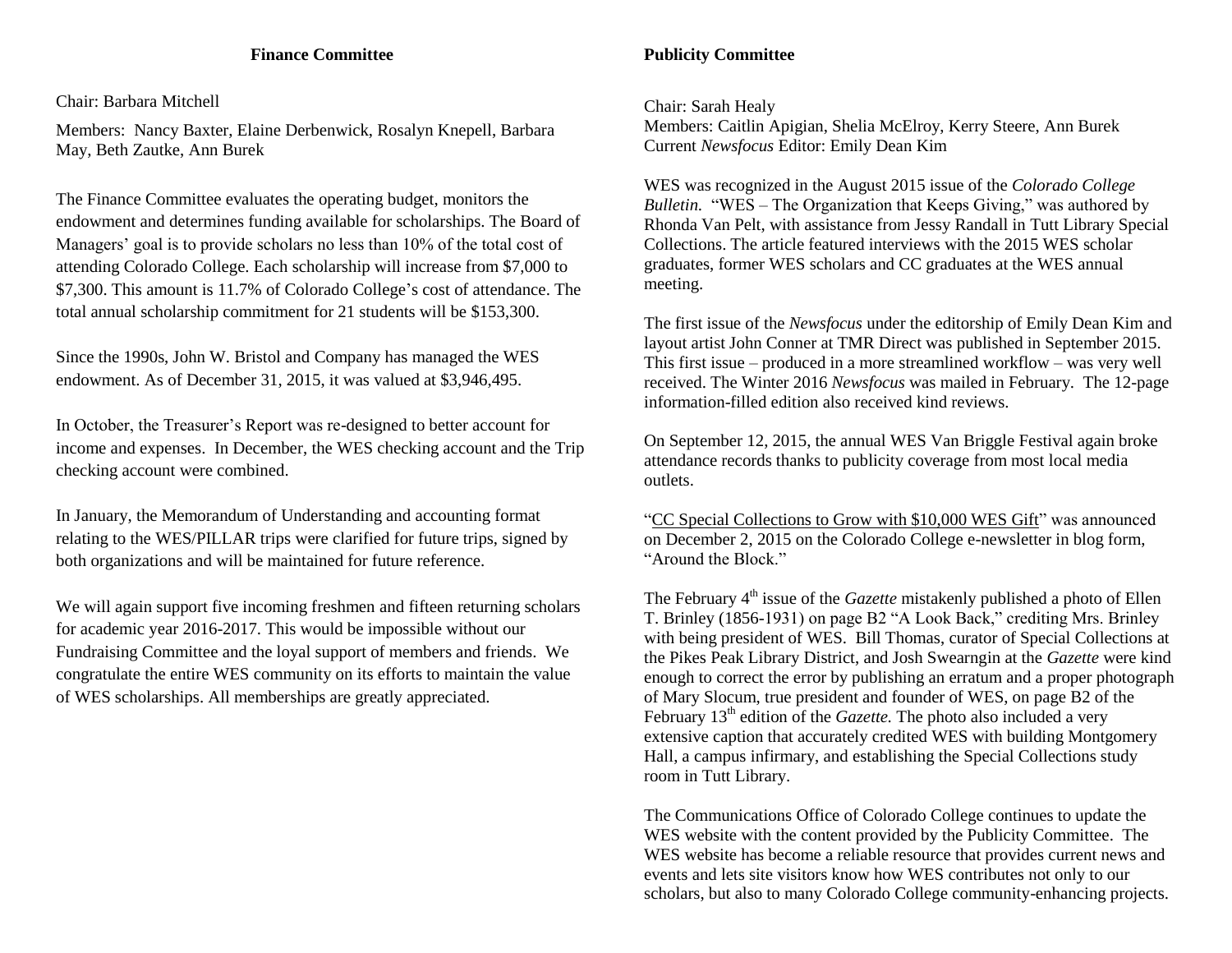## Finance Committee

Chair: Barbara Mitchell

Members: Nancy Baxter, Elaine Derbenwick, Rosalyn Knepell, Barbara May, Beth Zautke, Ann Burek

The Finance Committee evaluates the operating budget, monitors the endowment and determines funding available for scholarships. The Board of Managers' goal is to provide scholars no less than 10% of the total cost of attending Colorado College. Each scholarship will increase from $7,000 to $7,300. This amount is 11.7% of Colorado College's cost of attendance. The total annual scholarship commitment for 21 students will be $153,300.

Since the 1990s, John W. Bristol and Company has managed the WES endowment. As of December 31, 2015, it was valued at $3,946,495.

In October, the Treasurer's Report was re-designed to better account for income and expenses. In December, the WES checking account and the Trip checking account were combined.

In January, the Memorandum of Understanding and accounting format relating to the WES/PILLAR trips were clarified for future trips, signed by both organizations and will be maintained for future reference.

We will again support five incoming freshmen and fifteen returning scholars for academic year 2016-2017. This would be impossible without our Fundraising Committee and the loyal support of members and friends. We congratulate the entire WES community on its efforts to maintain the value of WES scholarships. All memberships are greatly appreciated.

## Publicity Committee

Chair: Sarah Healy
Members: Caitlin Apigian, Shelia McElroy, Kerry Steere, Ann Burek
Current *Newsfocus* Editor: Emily Dean Kim

WES was recognized in the August 2015 issue of the *Colorado College Bulletin.* "WES – The Organization that Keeps Giving," was authored by Rhonda Van Pelt, with assistance from Jessy Randall in Tutt Library Special Collections. The article featured interviews with the 2015 WES scholar graduates, former WES scholars and CC graduates at the WES annual meeting.

The first issue of the *Newsfocus* under the editorship of Emily Dean Kim and layout artist John Conner at TMR Direct was published in September 2015. This first issue – produced in a more streamlined workflow – was very well received. The Winter 2016 *Newsfocus* was mailed in February. The 12-page information-filled edition also received kind reviews.

On September 12, 2015, the annual WES Van Briggle Festival again broke attendance records thanks to publicity coverage from most local media outlets.

"CC Special Collections to Grow with $10,000 WES Gift" was announced on December 2, 2015 on the Colorado College e-newsletter in blog form, "Around the Block."

The February 4th issue of the *Gazette* mistakenly published a photo of Ellen T. Brinley (1856-1931) on page B2 "A Look Back," crediting Mrs. Brinley with being president of WES. Bill Thomas, curator of Special Collections at the Pikes Peak Library District, and Josh Swearngin at the *Gazette* were kind enough to correct the error by publishing an erratum and a proper photograph of Mary Slocum, true president and founder of WES, on page B2 of the February 13th edition of the *Gazette.* The photo also included a very extensive caption that accurately credited WES with building Montgomery Hall, a campus infirmary, and establishing the Special Collections study room in Tutt Library.

The Communications Office of Colorado College continues to update the WES website with the content provided by the Publicity Committee. The WES website has become a reliable resource that provides current news and events and lets site visitors know how WES contributes not only to our scholars, but also to many Colorado College community-enhancing projects.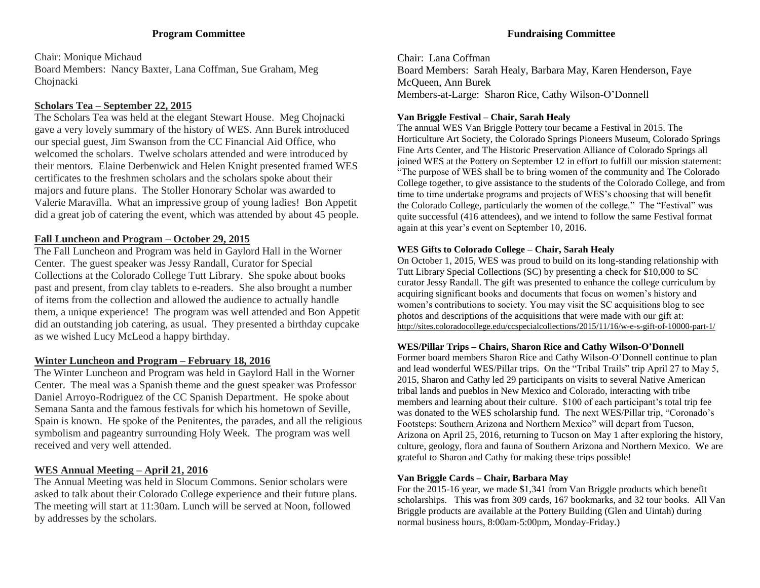## Program Committee

Chair: Monique Michaud
Board Members: Nancy Baxter, Lana Coffman, Sue Graham, Meg Chojnacki

### Scholars Tea – September 22, 2015

The Scholars Tea was held at the elegant Stewart House. Meg Chojnacki gave a very lovely summary of the history of WES. Ann Burek introduced our special guest, Jim Swanson from the CC Financial Aid Office, who welcomed the scholars. Twelve scholars attended and were introduced by their mentors. Elaine Derbenwick and Helen Knight presented framed WES certificates to the freshmen scholars and the scholars spoke about their majors and future plans. The Stoller Honorary Scholar was awarded to Valerie Maravilla. What an impressive group of young ladies! Bon Appetit did a great job of catering the event, which was attended by about 45 people.

### Fall Luncheon and Program – October 29, 2015

The Fall Luncheon and Program was held in Gaylord Hall in the Worner Center. The guest speaker was Jessy Randall, Curator for Special Collections at the Colorado College Tutt Library. She spoke about books past and present, from clay tablets to e-readers. She also brought a number of items from the collection and allowed the audience to actually handle them, a unique experience! The program was well attended and Bon Appetit did an outstanding job catering, as usual. They presented a birthday cupcake as we wished Lucy McLeod a happy birthday.

### Winter Luncheon and Program – February 18, 2016

The Winter Luncheon and Program was held in Gaylord Hall in the Worner Center. The meal was a Spanish theme and the guest speaker was Professor Daniel Arroyo-Rodriguez of the CC Spanish Department. He spoke about Semana Santa and the famous festivals for which his hometown of Seville, Spain is known. He spoke of the Penitentes, the parades, and all the religious symbolism and pageantry surrounding Holy Week. The program was well received and very well attended.

### WES Annual Meeting – April 21, 2016

The Annual Meeting was held in Slocum Commons. Senior scholars were asked to talk about their Colorado College experience and their future plans. The meeting will start at 11:30am. Lunch will be served at Noon, followed by addresses by the scholars.

## Fundraising Committee

Chair: Lana Coffman
Board Members: Sarah Healy, Barbara May, Karen Henderson, Faye McQueen, Ann Burek
Members-at-Large: Sharon Rice, Cathy Wilson-O'Donnell

### Van Briggle Festival – Chair, Sarah Healy

The annual WES Van Briggle Pottery tour became a Festival in 2015. The Horticulture Art Society, the Colorado Springs Pioneers Museum, Colorado Springs Fine Arts Center, and The Historic Preservation Alliance of Colorado Springs all joined WES at the Pottery on September 12 in effort to fulfill our mission statement: "The purpose of WES shall be to bring women of the community and The Colorado College together, to give assistance to the students of the Colorado College, and from time to time undertake programs and projects of WES's choosing that will benefit the Colorado College, particularly the women of the college." The "Festival" was quite successful (416 attendees), and we intend to follow the same Festival format again at this year's event on September 10, 2016.

### WES Gifts to Colorado College – Chair, Sarah Healy

On October 1, 2015, WES was proud to build on its long-standing relationship with Tutt Library Special Collections (SC) by presenting a check for $10,000 to SC curator Jessy Randall. The gift was presented to enhance the college curriculum by acquiring significant books and documents that focus on women's history and women's contributions to society. You may visit the SC acquisitions blog to see photos and descriptions of the acquisitions that were made with our gift at: http://sites.coloradocollege.edu/ccspecialcollections/2015/11/16/w-e-s-gift-of-10000-part-1/

### WES/Pillar Trips – Chairs, Sharon Rice and Cathy Wilson-O'Donnell

Former board members Sharon Rice and Cathy Wilson-O'Donnell continue to plan and lead wonderful WES/Pillar trips. On the "Tribal Trails" trip April 27 to May 5, 2015, Sharon and Cathy led 29 participants on visits to several Native American tribal lands and pueblos in New Mexico and Colorado, interacting with tribe members and learning about their culture. $100 of each participant's total trip fee was donated to the WES scholarship fund. The next WES/Pillar trip, "Coronado's Footsteps: Southern Arizona and Northern Mexico" will depart from Tucson, Arizona on April 25, 2016, returning to Tucson on May 1 after exploring the history, culture, geology, flora and fauna of Southern Arizona and Northern Mexico. We are grateful to Sharon and Cathy for making these trips possible!

### Van Briggle Cards – Chair, Barbara May

For the 2015-16 year, we made $1,341 from Van Briggle products which benefit scholarships. This was from 309 cards, 167 bookmarks, and 32 tour books. All Van Briggle products are available at the Pottery Building (Glen and Uintah) during normal business hours, 8:00am-5:00pm, Monday-Friday.)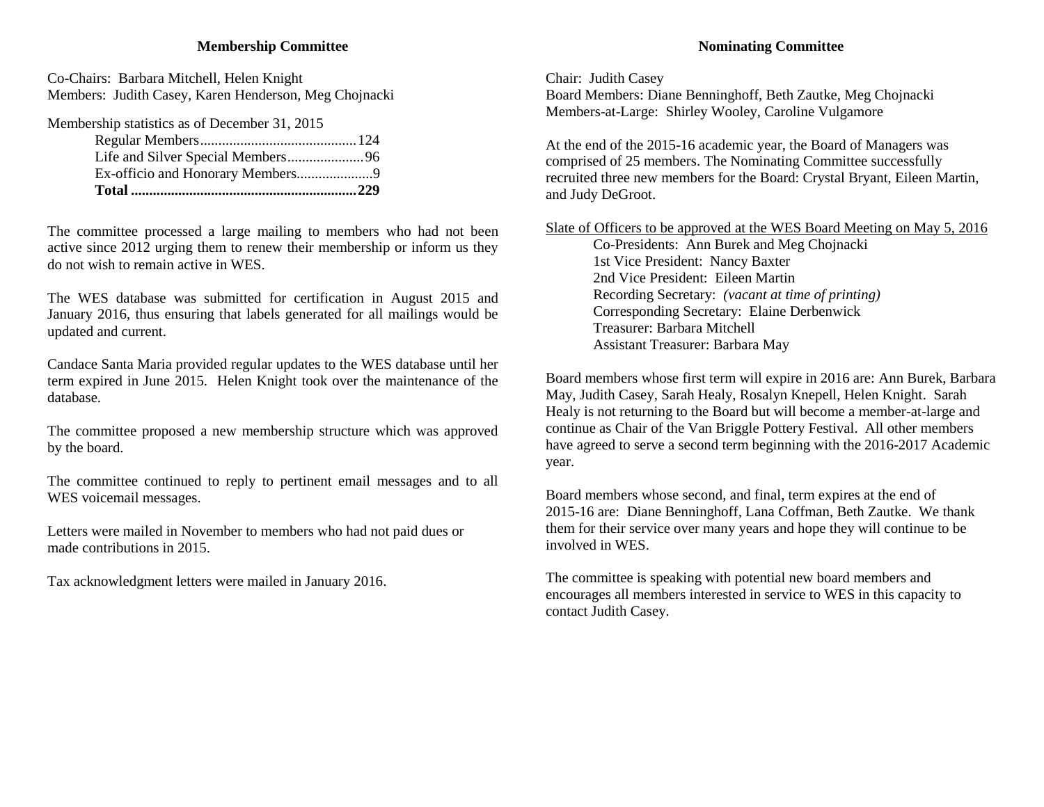## Membership Committee

Co-Chairs: Barbara Mitchell, Helen Knight
Members: Judith Casey, Karen Henderson, Meg Chojnacki

Membership statistics as of December 31, 2015

| | |
|---|---|
| Regular Members | 124 |
| Life and Silver Special Members | 96 |
| Ex-officio and Honorary Members | 9 |
| **Total** | **229** |

The committee processed a large mailing to members who had not been active since 2012 urging them to renew their membership or inform us they do not wish to remain active in WES.

The WES database was submitted for certification in August 2015 and January 2016, thus ensuring that labels generated for all mailings would be updated and current.

Candace Santa Maria provided regular updates to the WES database until her term expired in June 2015. Helen Knight took over the maintenance of the database.

The committee proposed a new membership structure which was approved by the board.

The committee continued to reply to pertinent email messages and to all WES voicemail messages.

Letters were mailed in November to members who had not paid dues or made contributions in 2015.

Tax acknowledgment letters were mailed in January 2016.

## Nominating Committee

Chair: Judith Casey
Board Members: Diane Benninghoff, Beth Zautke, Meg Chojnacki
Members-at-Large: Shirley Wooley, Caroline Vulgamore

At the end of the 2015-16 academic year, the Board of Managers was comprised of 25 members. The Nominating Committee successfully recruited three new members for the Board: Crystal Bryant, Eileen Martin, and Judy DeGroot.

Slate of Officers to be approved at the WES Board Meeting on May 5, 2016

- Co-Presidents: Ann Burek and Meg Chojnacki
- 1st Vice President: Nancy Baxter
- 2nd Vice President: Eileen Martin
- Recording Secretary: *(vacant at time of printing)*
- Corresponding Secretary: Elaine Derbenwick
- Treasurer: Barbara Mitchell
- Assistant Treasurer: Barbara May

Board members whose first term will expire in 2016 are: Ann Burek, Barbara May, Judith Casey, Sarah Healy, Rosalyn Knepell, Helen Knight. Sarah Healy is not returning to the Board but will become a member-at-large and continue as Chair of the Van Briggle Pottery Festival. All other members have agreed to serve a second term beginning with the 2016-2017 Academic year.

Board members whose second, and final, term expires at the end of 2015-16 are: Diane Benninghoff, Lana Coffman, Beth Zautke. We thank them for their service over many years and hope they will continue to be involved in WES.

The committee is speaking with potential new board members and encourages all members interested in service to WES in this capacity to contact Judith Casey.